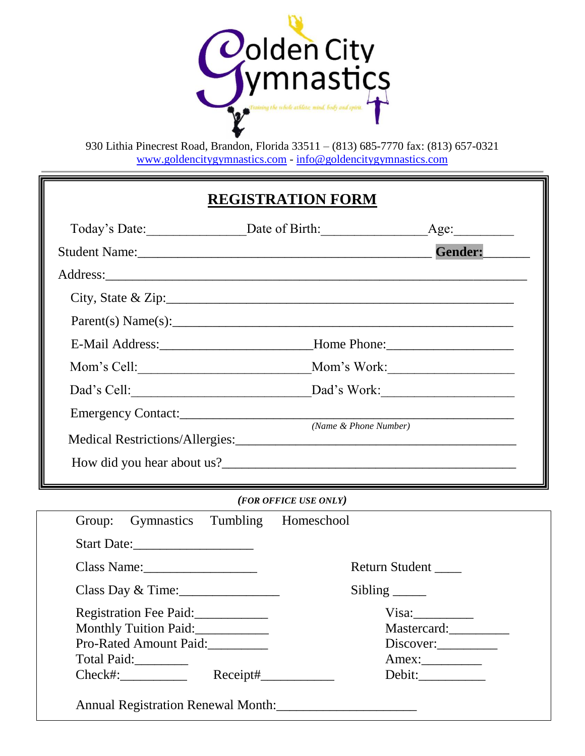Golden City Gymnastics

*Training the whole athlete: mind, body and spirit.*

930 Lithia Pinecrest Road, Brandon, Florida 33511 – (813) 685-7770 fax: (813) 657-0321
www.goldencitygymnastics.com - info@goldencitygymnastics.com

## REGISTRATION FORM

Today's Date:______________ Date of Birth:_______________ Age:_________

Student Name:_____________________________________________ **Gender:**_______

Address:________________________________________________________________

City, State & Zip:_____________________________________________________

Parent(s) Name(s):____________________________________________________

E-Mail Address:______________________ Home Phone:__________________

Mom's Cell:_________________________ Mom's Work:__________________

Dad's Cell:__________________________ Dad's Work:___________________

Emergency Contact:____________________________________________________
*(Name & Phone Number)*

Medical Restrictions/Allergies:_________________________________________

How did you hear about us?_____________________________________________

***(FOR OFFICE USE ONLY)***

Group: Gymnastics Tumbling Homeschool

Start Date:__________________

Class Name:_________________ Return Student ____

Class Day & Time:_______________ Sibling _____

Registration Fee Paid:___________ Visa:_________
Monthly Tuition Paid:___________ Mastercard:_________
Pro-Rated Amount Paid:_________ Discover:_________
Total Paid:________ Amex:_________
Check#:__________ Receipt#___________ Debit:__________

Annual Registration Renewal Month:_____________________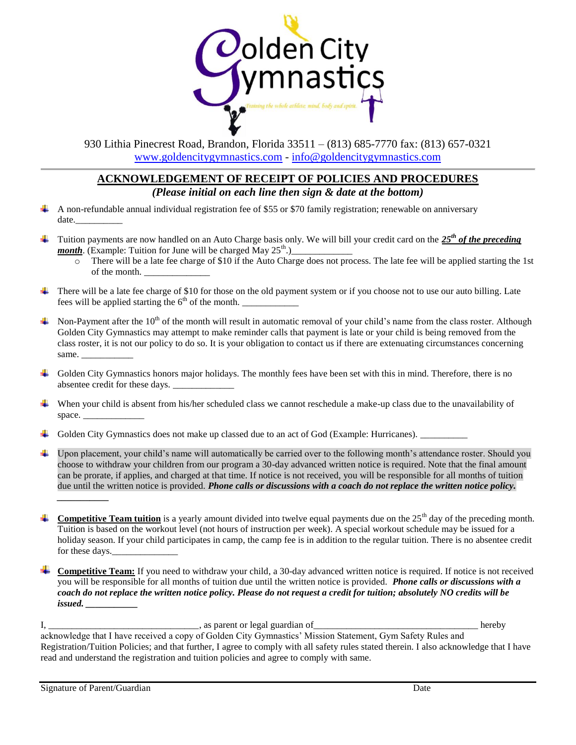Golden City Gymnastics

*Training the whole athlete: mind, body and spirit.*

930 Lithia Pinecrest Road, Brandon, Florida 33511 – (813) 685-7770 fax: (813) 657-0321
www.goldencitygymnastics.com - info@goldencitygymnastics.com

## ACKNOWLEDGEMENT OF RECEIPT OF POLICIES AND PROCEDURES

***(Please initial on each line then sign & date at the bottom)***

- A non-refundable annual individual registration fee of $55 or $70 family registration; renewable on anniversary date.__________
- Tuition payments are now handled on an Auto Charge basis only. We will bill your credit card on the ***25th of the preceding month***. (Example: Tuition for June will be charged May 25th.)_____________
  - There will be a late fee charge of $10 if the Auto Charge does not process. The late fee will be applied starting the 1st of the month. ______________
- There will be a late fee charge of $10 for those on the old payment system or if you choose not to use our auto billing. Late fees will be applied starting the 6th of the month. ____________
- Non-Payment after the 10th of the month will result in automatic removal of your child's name from the class roster. Although Golden City Gymnastics may attempt to make reminder calls that payment is late or your child is being removed from the class roster, it is not our policy to do so. It is your obligation to contact us if there are extenuating circumstances concerning same. ___________
- Golden City Gymnastics honors major holidays. The monthly fees have been set with this in mind. Therefore, there is no absentee credit for these days. _____________
- When your child is absent from his/her scheduled class we cannot reschedule a make-up class due to the unavailability of space. _____________
- Golden City Gymnastics does not make up classed due to an act of God (Example: Hurricanes). __________
- Upon placement, your child's name will automatically be carried over to the following month's attendance roster. Should you choose to withdraw your children from our program a 30-day advanced written notice is required. Note that the final amount can be prorate, if applies, and charged at that time. If notice is not received, you will be responsible for all months of tuition due until the written notice is provided. ***Phone calls or discussions with a coach do not replace the written notice policy.*** ___________
- **Competitive Team tuition** is a yearly amount divided into twelve equal payments due on the 25th day of the preceding month. Tuition is based on the workout level (not hours of instruction per week). A special workout schedule may be issued for a holiday season. If your child participates in camp, the camp fee is in addition to the regular tuition. There is no absentee credit for these days.______________
- **Competitive Team:** If you need to withdraw your child, a 30-day advanced written notice is required. If notice is not received you will be responsible for all months of tuition due until the written notice is provided. ***Phone calls or discussions with a coach do not replace the written notice policy. Please do not request a credit for tuition; absolutely NO credits will be issued.*** ___________

I, ________________________________, as parent or legal guardian of__________________________________ hereby acknowledge that I have received a copy of Golden City Gymnastics' Mission Statement, Gym Safety Rules and Registration/Tuition Policies; and that further, I agree to comply with all safety rules stated therein. I also acknowledge that I have read and understand the registration and tuition policies and agree to comply with same.

Signature of Parent/Guardian Date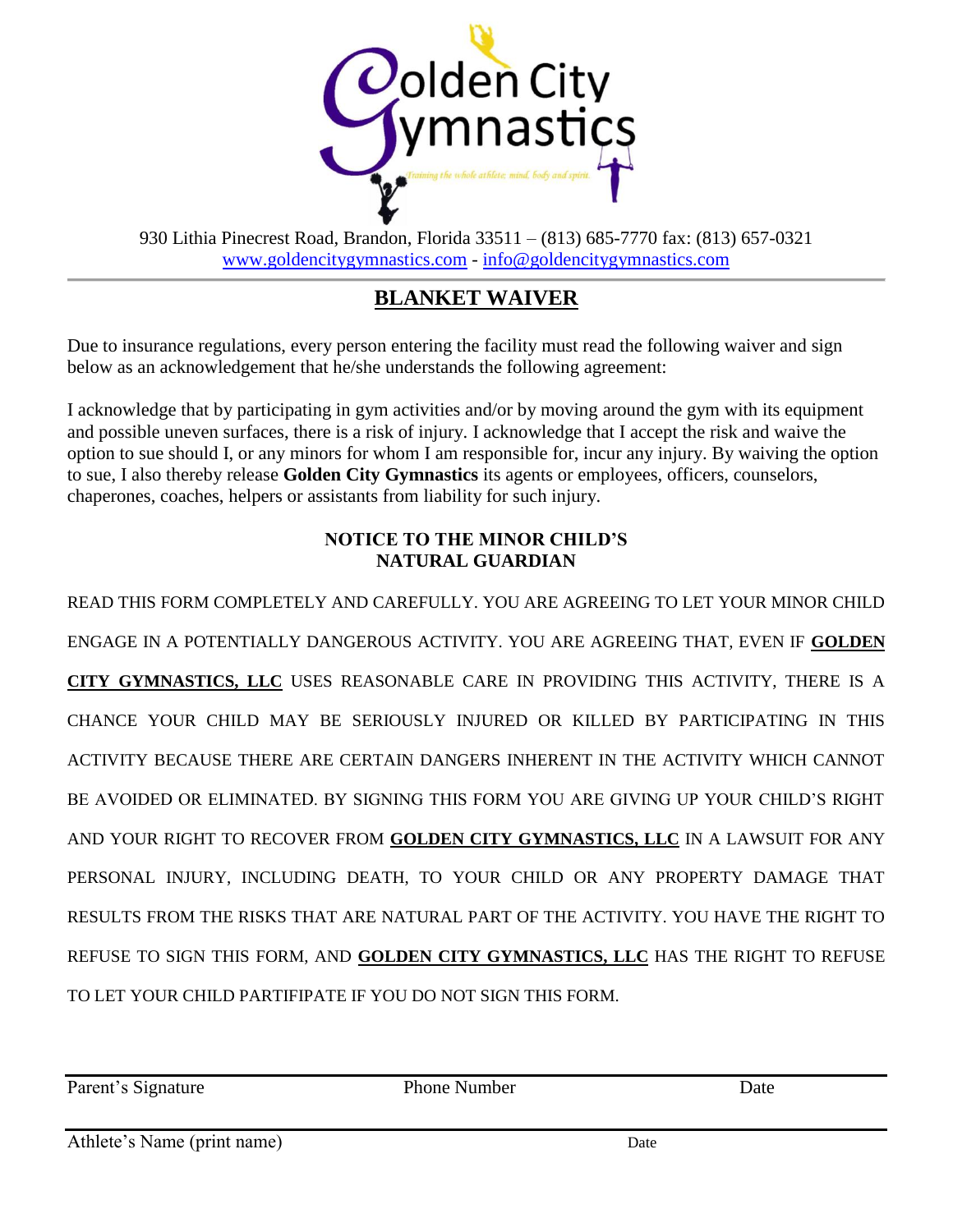Golden City Gymnastics

*Training the whole athlete: mind, body and spirit.*

930 Lithia Pinecrest Road, Brandon, Florida 33511 – (813) 685-7770 fax: (813) 657-0321
www.goldencitygymnastics.com - info@goldencitygymnastics.com

---

# BLANKET WAIVER

Due to insurance regulations, every person entering the facility must read the following waiver and sign below as an acknowledgement that he/she understands the following agreement:

I acknowledge that by participating in gym activities and/or by moving around the gym with its equipment and possible uneven surfaces, there is a risk of injury. I acknowledge that I accept the risk and waive the option to sue should I, or any minors for whom I am responsible for, incur any injury. By waiving the option to sue, I also thereby release **Golden City Gymnastics** its agents or employees, officers, counselors, chaperones, coaches, helpers or assistants from liability for such injury.

### NOTICE TO THE MINOR CHILD'S NATURAL GUARDIAN

READ THIS FORM COMPLETELY AND CAREFULLY. YOU ARE AGREEING TO LET YOUR MINOR CHILD ENGAGE IN A POTENTIALLY DANGEROUS ACTIVITY. YOU ARE AGREEING THAT, EVEN IF **GOLDEN CITY GYMNASTICS, LLC** USES REASONABLE CARE IN PROVIDING THIS ACTIVITY, THERE IS A CHANCE YOUR CHILD MAY BE SERIOUSLY INJURED OR KILLED BY PARTICIPATING IN THIS ACTIVITY BECAUSE THERE ARE CERTAIN DANGERS INHERENT IN THE ACTIVITY WHICH CANNOT BE AVOIDED OR ELIMINATED. BY SIGNING THIS FORM YOU ARE GIVING UP YOUR CHILD'S RIGHT AND YOUR RIGHT TO RECOVER FROM **GOLDEN CITY GYMNASTICS, LLC** IN A LAWSUIT FOR ANY PERSONAL INJURY, INCLUDING DEATH, TO YOUR CHILD OR ANY PROPERTY DAMAGE THAT RESULTS FROM THE RISKS THAT ARE NATURAL PART OF THE ACTIVITY. YOU HAVE THE RIGHT TO REFUSE TO SIGN THIS FORM, AND **GOLDEN CITY GYMNASTICS, LLC** HAS THE RIGHT TO REFUSE TO LET YOUR CHILD PARTIFIPATE IF YOU DO NOT SIGN THIS FORM.

---

Parent's Signature Phone Number Date

---

Athlete's Name (print name) Date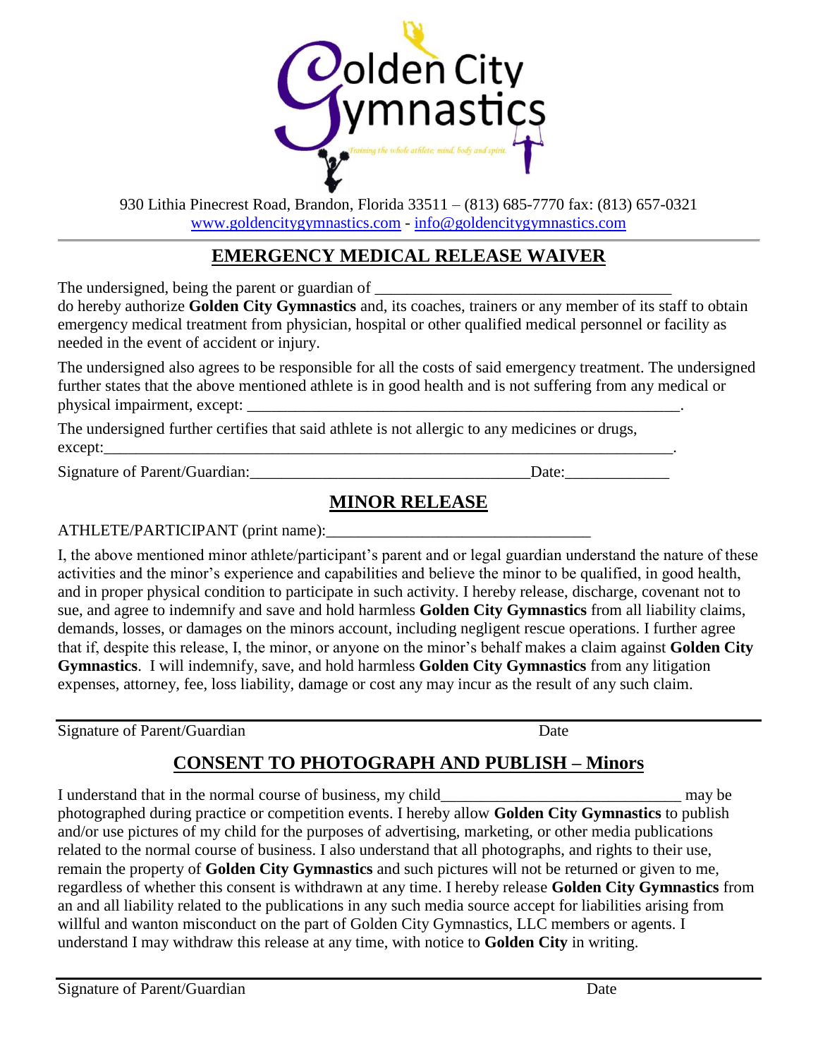Golden City Gymnastics

*Training the whole athlete: mind, body and spirit.*

930 Lithia Pinecrest Road, Brandon, Florida 33511 – (813) 685-7770 fax: (813) 657-0321
www.goldencitygymnastics.com - info@goldencitygymnastics.com

---

## EMERGENCY MEDICAL RELEASE WAIVER

The undersigned, being the parent or guardian of ______________________________________
do hereby authorize **Golden City Gymnastics** and, its coaches, trainers or any member of its staff to obtain emergency medical treatment from physician, hospital or other qualified medical personnel or facility as needed in the event of accident or injury.

The undersigned also agrees to be responsible for all the costs of said emergency treatment. The undersigned further states that the above mentioned athlete is in good health and is not suffering from any medical or physical impairment, except: _________________________________________________________.

The undersigned further certifies that said athlete is not allergic to any medicines or drugs, except:___________________________________________________________________________.

Signature of Parent/Guardian:____________________________________Date:_____________

## MINOR RELEASE

ATHLETE/PARTICIPANT (print name):_________________________________

I, the above mentioned minor athlete/participant's parent and or legal guardian understand the nature of these activities and the minor's experience and capabilities and believe the minor to be qualified, in good health, and in proper physical condition to participate in such activity. I hereby release, discharge, covenant not to sue, and agree to indemnify and save and hold harmless **Golden City Gymnastics** from all liability claims, demands, losses, or damages on the minors account, including negligent rescue operations. I further agree that if, despite this release, I, the minor, or anyone on the minor's behalf makes a claim against **Golden City Gymnastics**. I will indemnify, save, and hold harmless **Golden City Gymnastics** from any litigation expenses, attorney, fee, loss liability, damage or cost any may incur as the result of any such claim.

---

Signature of Parent/Guardian Date

## CONSENT TO PHOTOGRAPH AND PUBLISH – Minors

I understand that in the normal course of business, my child______________________________ may be photographed during practice or competition events. I hereby allow **Golden City Gymnastics** to publish and/or use pictures of my child for the purposes of advertising, marketing, or other media publications related to the normal course of business. I also understand that all photographs, and rights to their use, remain the property of **Golden City Gymnastics** and such pictures will not be returned or given to me, regardless of whether this consent is withdrawn at any time. I hereby release **Golden City Gymnastics** from an and all liability related to the publications in any such media source accept for liabilities arising from willful and wanton misconduct on the part of Golden City Gymnastics, LLC members or agents. I understand I may withdraw this release at any time, with notice to **Golden City** in writing.

---

Signature of Parent/Guardian Date